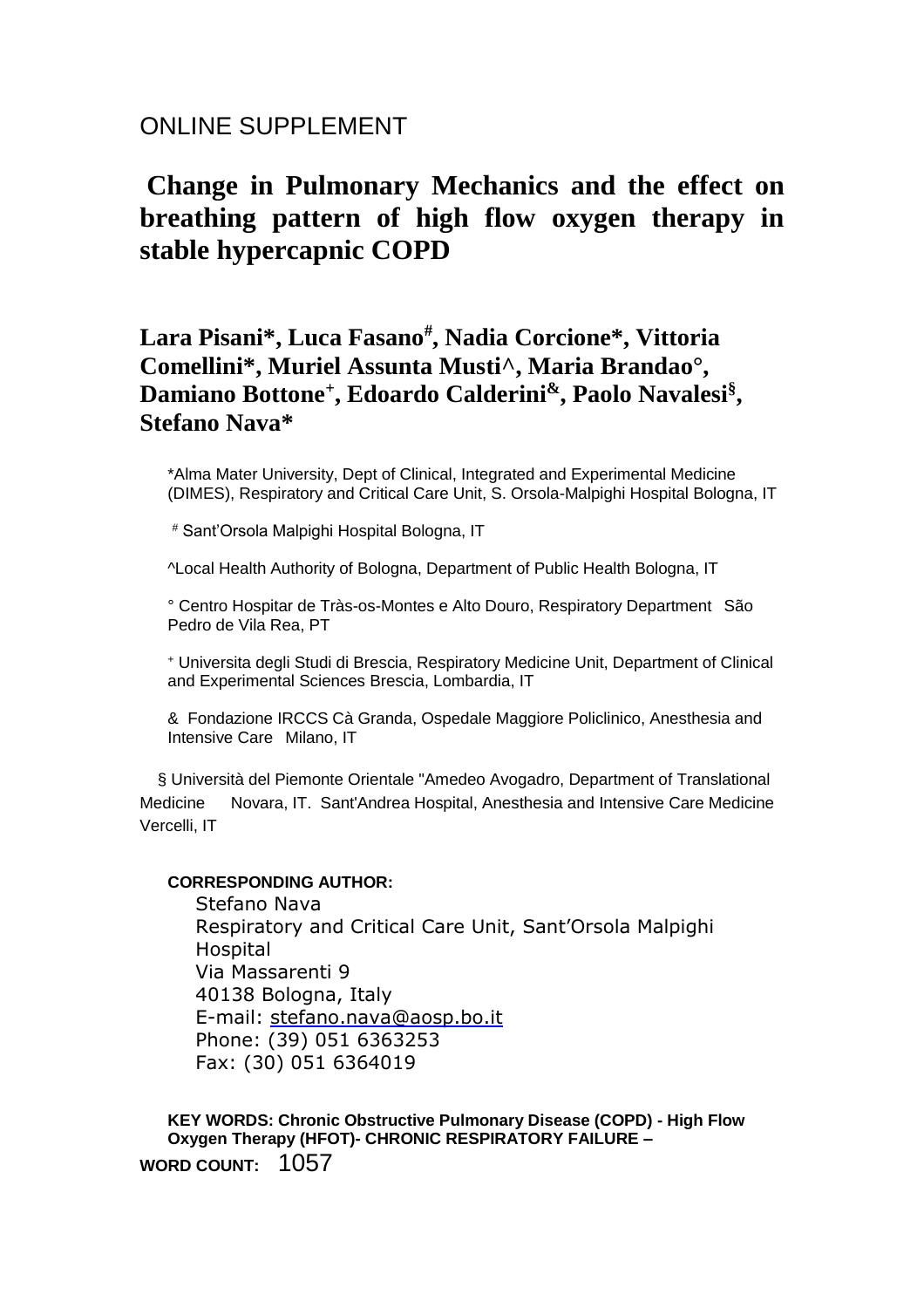ONLINE SUPPLEMENT

# Change in Pulmonary Mechanics and the effect on breathing pattern of high flow oxygen therapy in stable hypercapnic COPD

**Lara Pisani\*, Luca Fasano#, Nadia Corcione\*, Vittoria Comellini\*, Muriel Assunta Musti^, Maria Brandao°, Damiano Bottone+, Edoardo Calderini&, Paolo Navalesi§, Stefano Nava\***

\*Alma Mater University, Dept of Clinical, Integrated and Experimental Medicine (DIMES), Respiratory and Critical Care Unit, S. Orsola-Malpighi Hospital Bologna, IT

# Sant'Orsola Malpighi Hospital Bologna, IT

^Local Health Authority of Bologna, Department of Public Health Bologna, IT

° Centro Hospitar de Tràs-os-Montes e Alto Douro, Respiratory Department São Pedro de Vila Rea, PT

+ Universita degli Studi di Brescia, Respiratory Medicine Unit, Department of Clinical and Experimental Sciences Brescia, Lombardia, IT

& Fondazione IRCCS Cà Granda, Ospedale Maggiore Policlinico, Anesthesia and Intensive Care Milano, IT

§ Università del Piemonte Orientale "Amedeo Avogadro, Department of Translational Medicine Novara, IT. Sant'Andrea Hospital, Anesthesia and Intensive Care Medicine Vercelli, IT

**CORRESPONDING AUTHOR:**

Stefano Nava
Respiratory and Critical Care Unit, Sant'Orsola Malpighi Hospital
Via Massarenti 9
40138 Bologna, Italy
E-mail: stefano.nava@aosp.bo.it
Phone: (39) 051 6363253
Fax: (30) 051 6364019

**KEY WORDS: Chronic Obstructive Pulmonary Disease (COPD) - High Flow Oxygen Therapy (HFOT)- CHRONIC RESPIRATORY FAILURE –**

**WORD COUNT:** 1057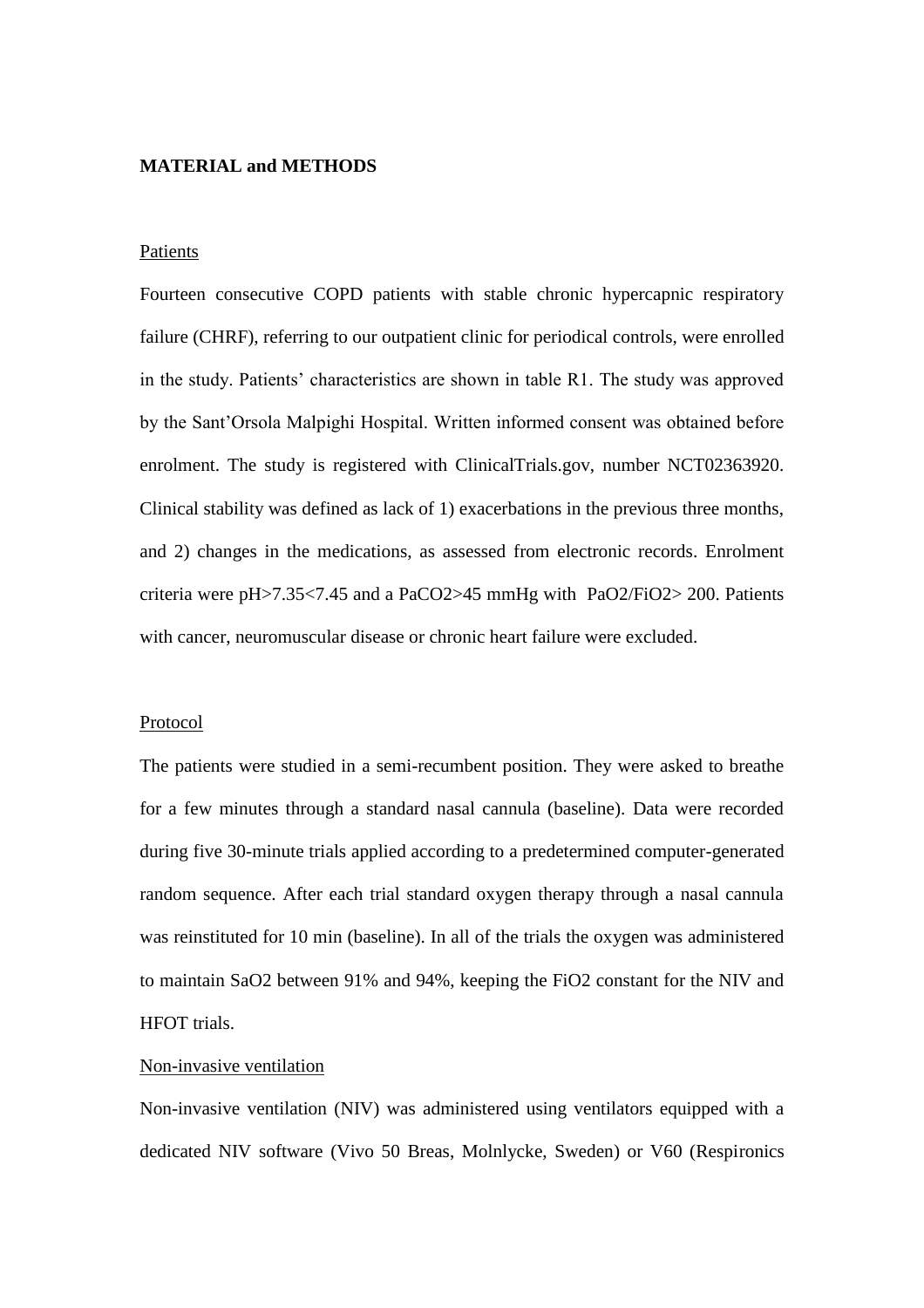**MATERIAL and METHODS**

Patients

Fourteen consecutive COPD patients with stable chronic hypercapnic respiratory failure (CHRF), referring to our outpatient clinic for periodical controls, were enrolled in the study. Patients' characteristics are shown in table R1. The study was approved by the Sant'Orsola Malpighi Hospital. Written informed consent was obtained before enrolment. The study is registered with ClinicalTrials.gov, number NCT02363920. Clinical stability was defined as lack of 1) exacerbations in the previous three months, and 2) changes in the medications, as assessed from electronic records. Enrolment criteria were pH>7.35<7.45 and a $PaCO_2$>45 mmHg with $PaO_2/FiO_2$> 200. Patients with cancer, neuromuscular disease or chronic heart failure were excluded.

Protocol

The patients were studied in a semi-recumbent position. They were asked to breathe for a few minutes through a standard nasal cannula (baseline). Data were recorded during five 30-minute trials applied according to a predetermined computer-generated random sequence. After each trial standard oxygen therapy through a nasal cannula was reinstituted for 10 min (baseline). In all of the trials the oxygen was administered to maintain $SaO_2$ between 91% and 94%, keeping the $FiO_2$ constant for the NIV and HFOT trials.

Non-invasive ventilation

Non-invasive ventilation (NIV) was administered using ventilators equipped with a dedicated NIV software (Vivo 50 Breas, Molnlycke, Sweden) or V60 (Respironics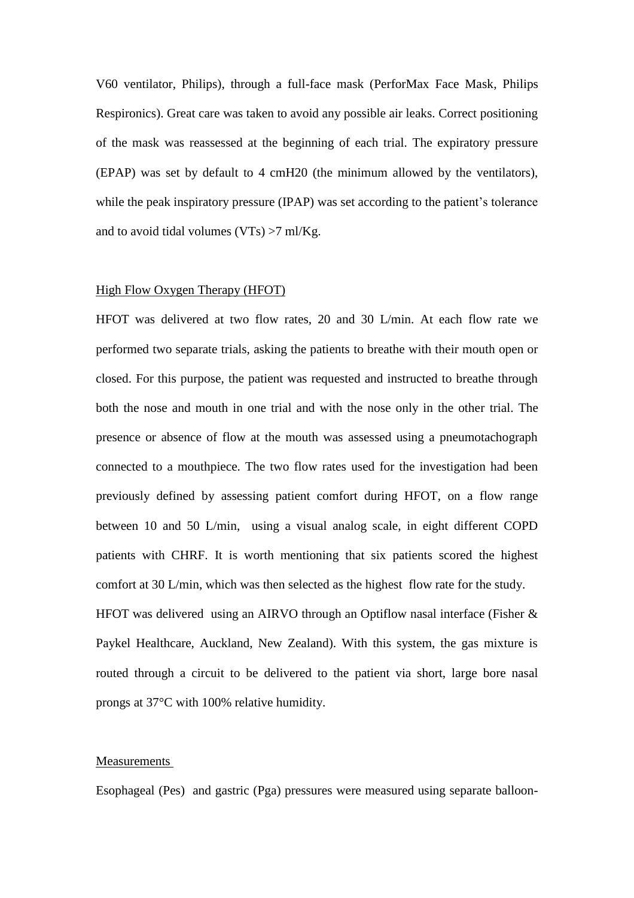V60 ventilator, Philips), through a full-face mask (PerforMax Face Mask, Philips Respironics). Great care was taken to avoid any possible air leaks. Correct positioning of the mask was reassessed at the beginning of each trial. The expiratory pressure (EPAP) was set by default to 4 cmH20 (the minimum allowed by the ventilators), while the peak inspiratory pressure (IPAP) was set according to the patient's tolerance and to avoid tidal volumes (VTs) >7 ml/Kg.

### High Flow Oxygen Therapy (HFOT)

HFOT was delivered at two flow rates, 20 and 30 L/min. At each flow rate we performed two separate trials, asking the patients to breathe with their mouth open or closed. For this purpose, the patient was requested and instructed to breathe through both the nose and mouth in one trial and with the nose only in the other trial. The presence or absence of flow at the mouth was assessed using a pneumotachograph connected to a mouthpiece. The two flow rates used for the investigation had been previously defined by assessing patient comfort during HFOT, on a flow range between 10 and 50 L/min, using a visual analog scale, in eight different COPD patients with CHRF. It is worth mentioning that six patients scored the highest comfort at 30 L/min, which was then selected as the highest flow rate for the study.

HFOT was delivered using an AIRVO through an Optiflow nasal interface (Fisher & Paykel Healthcare, Auckland, New Zealand). With this system, the gas mixture is routed through a circuit to be delivered to the patient via short, large bore nasal prongs at 37°C with 100% relative humidity.

### Measurements

Esophageal (Pes) and gastric (Pga) pressures were measured using separate balloon-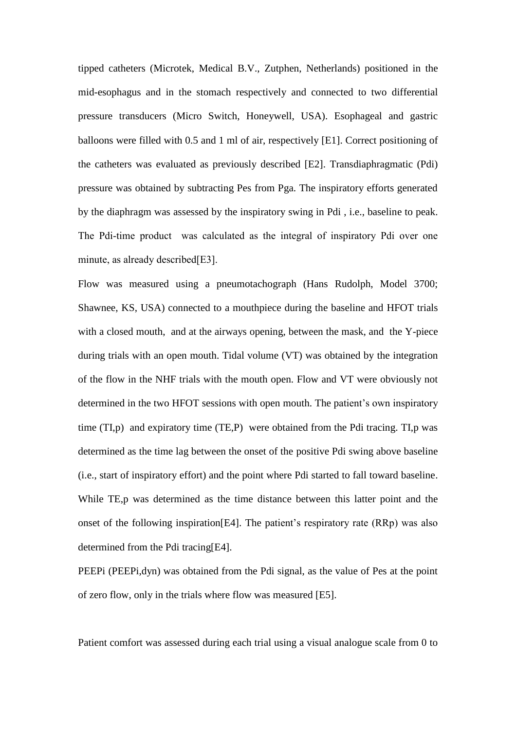tipped catheters (Microtek, Medical B.V., Zutphen, Netherlands) positioned in the mid-esophagus and in the stomach respectively and connected to two differential pressure transducers (Micro Switch, Honeywell, USA). Esophageal and gastric balloons were filled with 0.5 and 1 ml of air, respectively [E1]. Correct positioning of the catheters was evaluated as previously described [E2]. Transdiaphragmatic (Pdi) pressure was obtained by subtracting Pes from Pga. The inspiratory efforts generated by the diaphragm was assessed by the inspiratory swing in Pdi , i.e., baseline to peak. The Pdi-time product was calculated as the integral of inspiratory Pdi over one minute, as already described[E3].

Flow was measured using a pneumotachograph (Hans Rudolph, Model 3700; Shawnee, KS, USA) connected to a mouthpiece during the baseline and HFOT trials with a closed mouth, and at the airways opening, between the mask, and the Y-piece during trials with an open mouth. Tidal volume (VT) was obtained by the integration of the flow in the NHF trials with the mouth open. Flow and VT were obviously not determined in the two HFOT sessions with open mouth. The patient's own inspiratory time (TI,p) and expiratory time (TE,P) were obtained from the Pdi tracing. TI,p was determined as the time lag between the onset of the positive Pdi swing above baseline (i.e., start of inspiratory effort) and the point where Pdi started to fall toward baseline. While TE,p was determined as the time distance between this latter point and the onset of the following inspiration[E4]. The patient's respiratory rate (RRp) was also determined from the Pdi tracing[E4].

PEEPi (PEEPi,dyn) was obtained from the Pdi signal, as the value of Pes at the point of zero flow, only in the trials where flow was measured [E5].

Patient comfort was assessed during each trial using a visual analogue scale from 0 to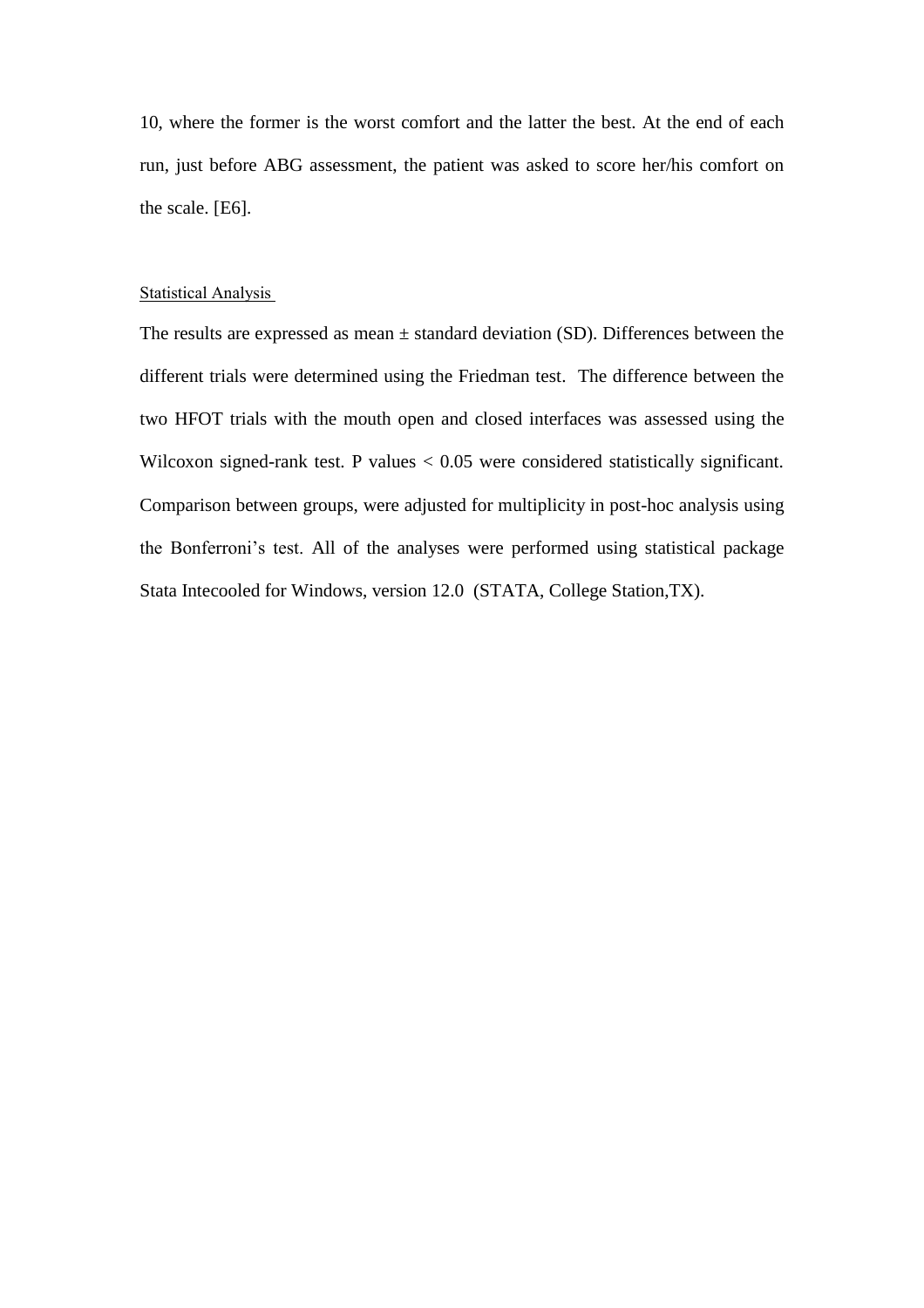10, where the former is the worst comfort and the latter the best. At the end of each run, just before ABG assessment, the patient was asked to score her/his comfort on the scale. [E6].

## Statistical Analysis

The results are expressed as mean ± standard deviation (SD). Differences between the different trials were determined using the Friedman test. The difference between the two HFOT trials with the mouth open and closed interfaces was assessed using the Wilcoxon signed-rank test. P values $< 0.05$ were considered statistically significant. Comparison between groups, were adjusted for multiplicity in post-hoc analysis using the Bonferroni's test. All of the analyses were performed using statistical package Stata Intecooled for Windows, version 12.0 (STATA, College Station,TX).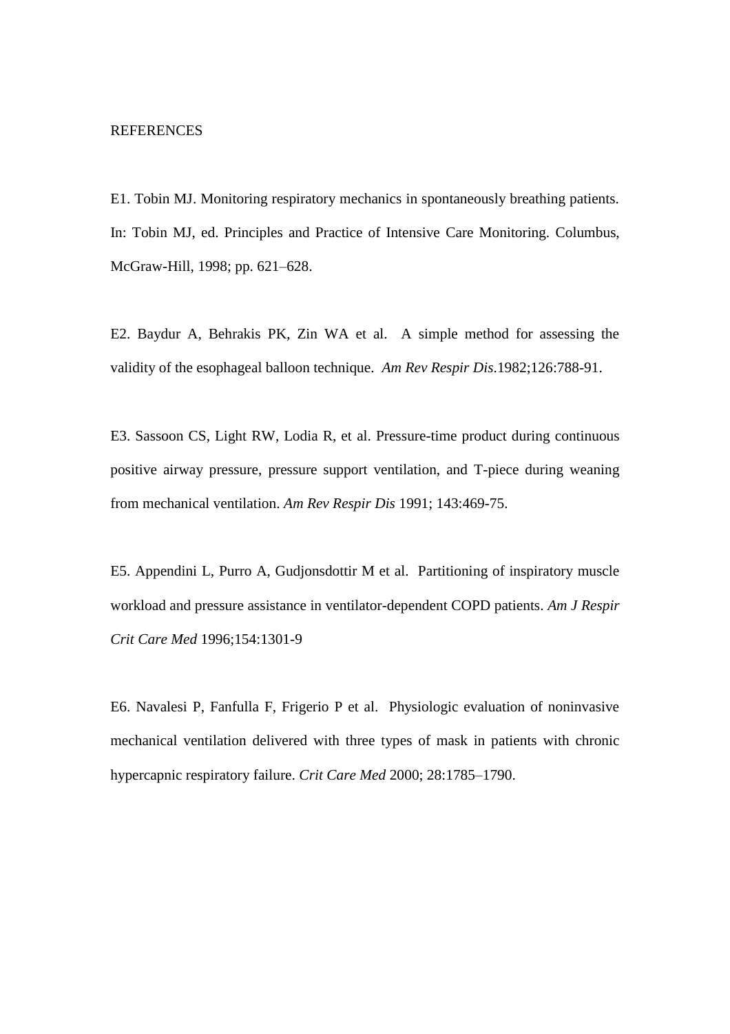REFERENCES

E1. Tobin MJ. Monitoring respiratory mechanics in spontaneously breathing patients. In: Tobin MJ, ed. Principles and Practice of Intensive Care Monitoring. Columbus, McGraw-Hill, 1998; pp. 621–628.

E2. Baydur A, Behrakis PK, Zin WA et al. A simple method for assessing the validity of the esophageal balloon technique. *Am Rev Respir Dis*.1982;126:788-91.

E3. Sassoon CS, Light RW, Lodia R, et al. Pressure-time product during continuous positive airway pressure, pressure support ventilation, and T-piece during weaning from mechanical ventilation. *Am Rev Respir Dis* 1991; 143:469-75.

E5. Appendini L, Purro A, Gudjonsdottir M et al. Partitioning of inspiratory muscle workload and pressure assistance in ventilator-dependent COPD patients. *Am J Respir Crit Care Med* 1996;154:1301-9

E6. Navalesi P, Fanfulla F, Frigerio P et al. Physiologic evaluation of noninvasive mechanical ventilation delivered with three types of mask in patients with chronic hypercapnic respiratory failure. *Crit Care Med* 2000; 28:1785–1790.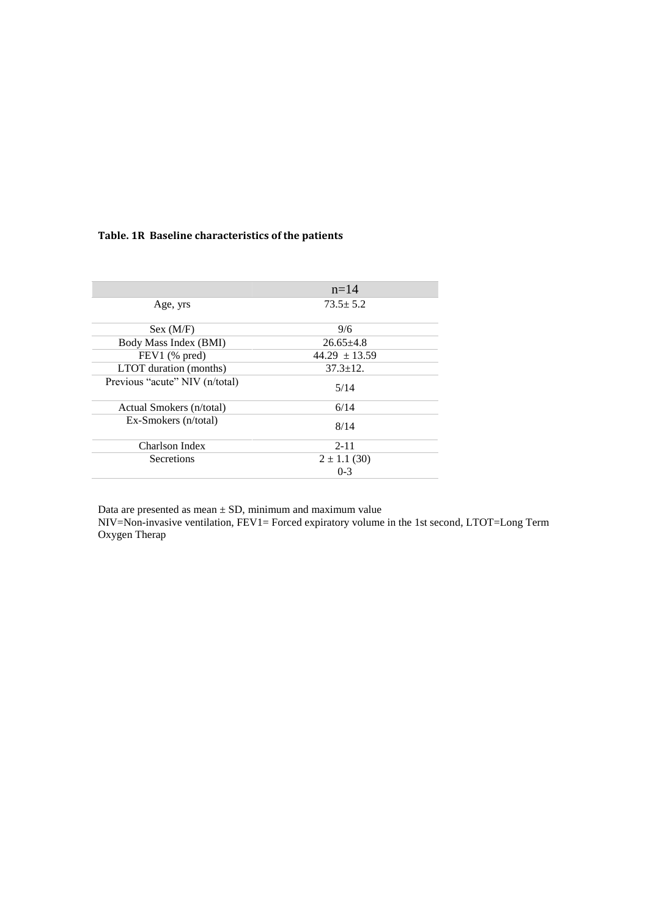**Table. 1R  Baseline characteristics of the patients**

| | n=14 |
|---|---|
| Age, yrs | 73.5± 5.2 |
| Sex (M/F) | 9/6 |
| Body Mass Index (BMI) | 26.65±4.8 |
| FEV1 (% pred) | 44.29 ± 13.59 |
| LTOT duration (months) | 37.3±12. |
| Previous "acute" NIV (n/total) | 5/14 |
| Actual Smokers (n/total) | 6/14 |
| Ex-Smokers (n/total) | 8/14 |
| Charlson Index | 2-11 |
| Secretions | 2 ± 1.1 (30) 0-3 |

Data are presented as mean ± SD, minimum and maximum value
NIV=Non-invasive ventilation, FEV1= Forced expiratory volume in the 1st second, LTOT=Long Term Oxygen Therap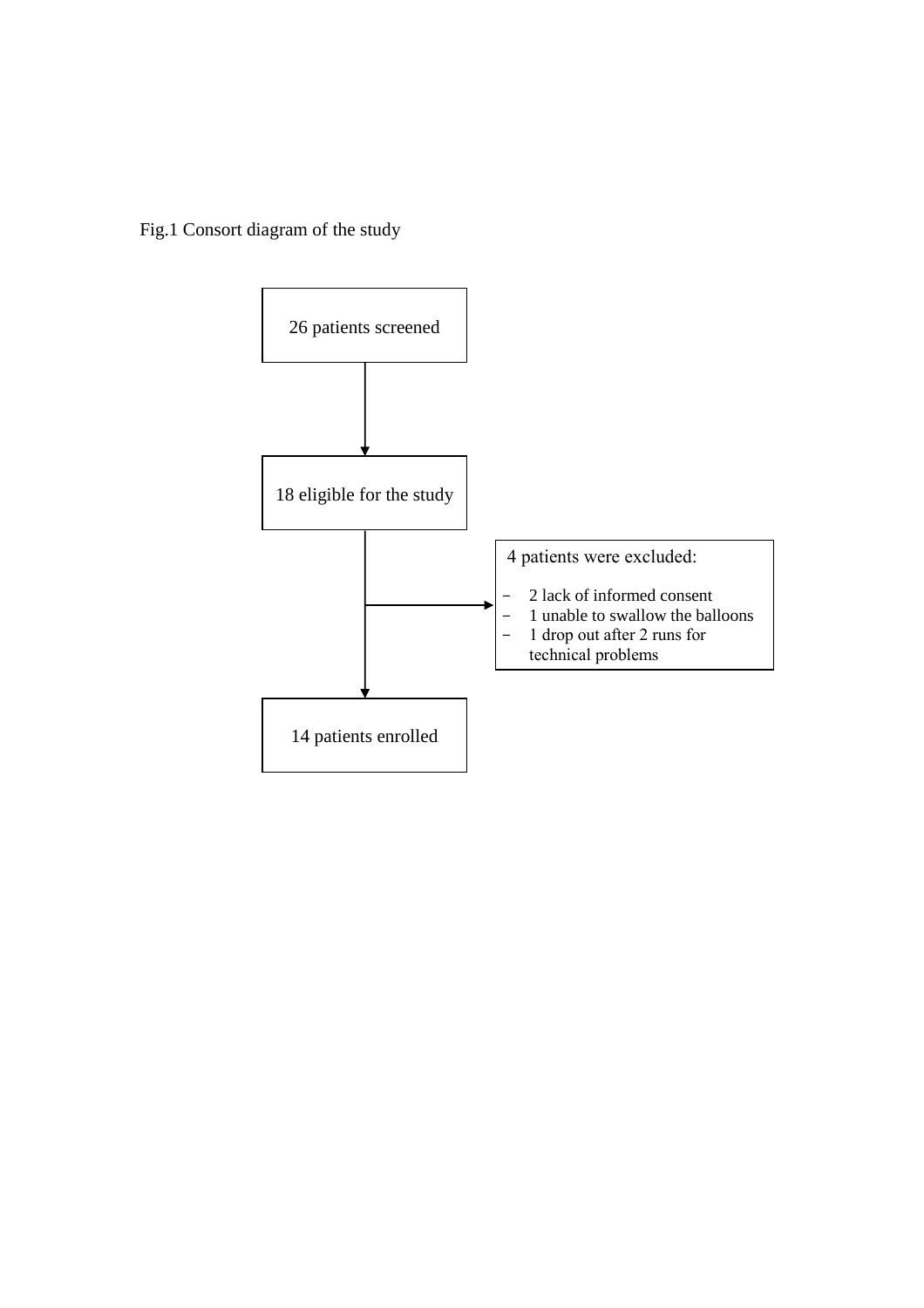Fig.1 Consort diagram of the study

26 patients screened

18 eligible for the study

4 patients were excluded:

- 2 lack of informed consent
- 1 unable to swallow the balloons
- 1 drop out after 2 runs for technical problems

14 patients enrolled